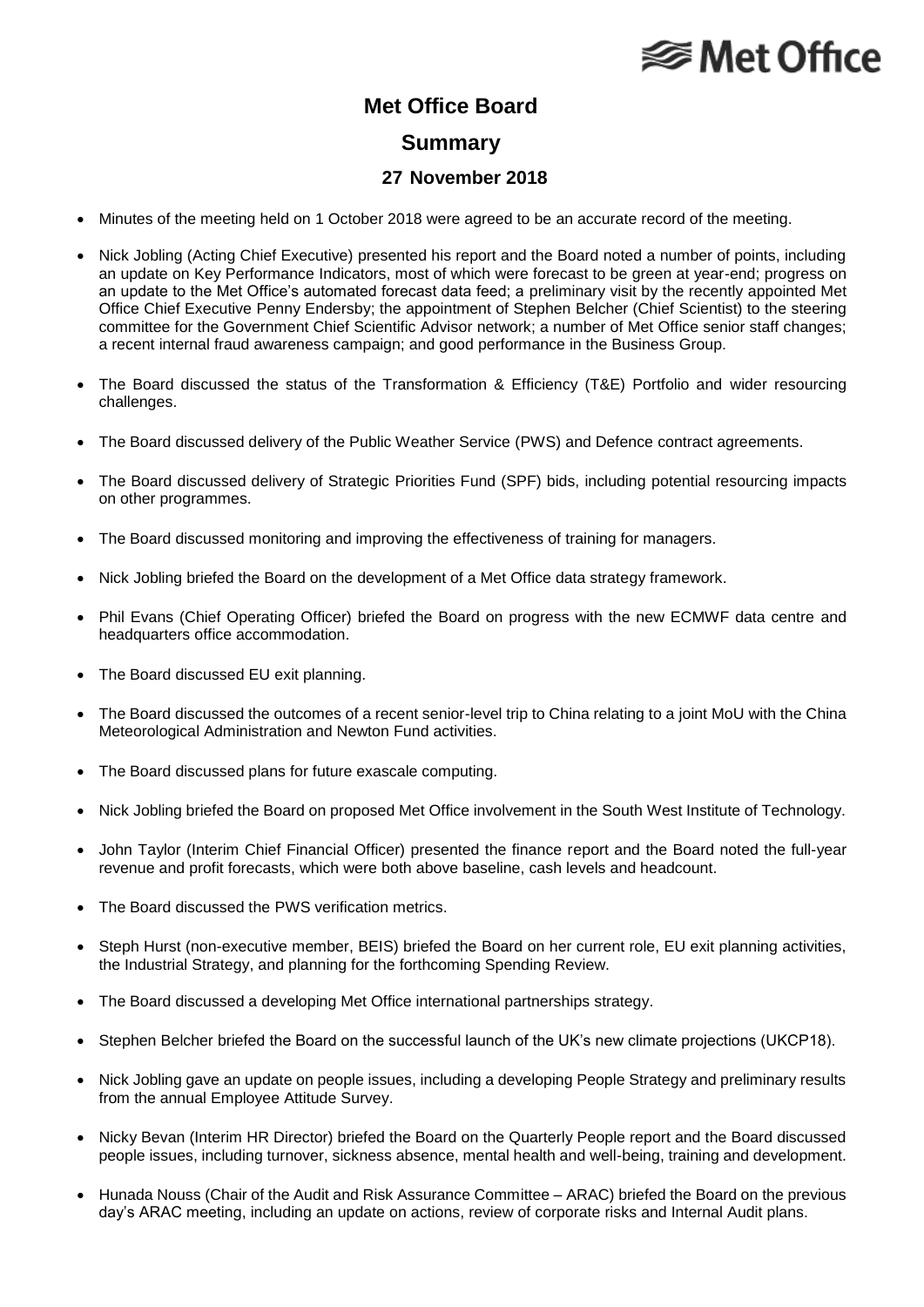# Met Office Board

## Summary

### 27 November 2018

- Minutes of the meeting held on 1 October 2018 were agreed to be an accurate record of the meeting.
- Nick Jobling (Acting Chief Executive) presented his report and the Board noted a number of points, including an update on Key Performance Indicators, most of which were forecast to be green at year-end; progress on an update to the Met Office's automated forecast data feed; a preliminary visit by the recently appointed Met Office Chief Executive Penny Endersby; the appointment of Stephen Belcher (Chief Scientist) to the steering committee for the Government Chief Scientific Advisor network; a number of Met Office senior staff changes; a recent internal fraud awareness campaign; and good performance in the Business Group.
- The Board discussed the status of the Transformation & Efficiency (T&E) Portfolio and wider resourcing challenges.
- The Board discussed delivery of the Public Weather Service (PWS) and Defence contract agreements.
- The Board discussed delivery of Strategic Priorities Fund (SPF) bids, including potential resourcing impacts on other programmes.
- The Board discussed monitoring and improving the effectiveness of training for managers.
- Nick Jobling briefed the Board on the development of a Met Office data strategy framework.
- Phil Evans (Chief Operating Officer) briefed the Board on progress with the new ECMWF data centre and headquarters office accommodation.
- The Board discussed EU exit planning.
- The Board discussed the outcomes of a recent senior-level trip to China relating to a joint MoU with the China Meteorological Administration and Newton Fund activities.
- The Board discussed plans for future exascale computing.
- Nick Jobling briefed the Board on proposed Met Office involvement in the South West Institute of Technology.
- John Taylor (Interim Chief Financial Officer) presented the finance report and the Board noted the full-year revenue and profit forecasts, which were both above baseline, cash levels and headcount.
- The Board discussed the PWS verification metrics.
- Steph Hurst (non-executive member, BEIS) briefed the Board on her current role, EU exit planning activities, the Industrial Strategy, and planning for the forthcoming Spending Review.
- The Board discussed a developing Met Office international partnerships strategy.
- Stephen Belcher briefed the Board on the successful launch of the UK's new climate projections (UKCP18).
- Nick Jobling gave an update on people issues, including a developing People Strategy and preliminary results from the annual Employee Attitude Survey.
- Nicky Bevan (Interim HR Director) briefed the Board on the Quarterly People report and the Board discussed people issues, including turnover, sickness absence, mental health and well-being, training and development.
- Hunada Nouss (Chair of the Audit and Risk Assurance Committee – ARAC) briefed the Board on the previous day's ARAC meeting, including an update on actions, review of corporate risks and Internal Audit plans.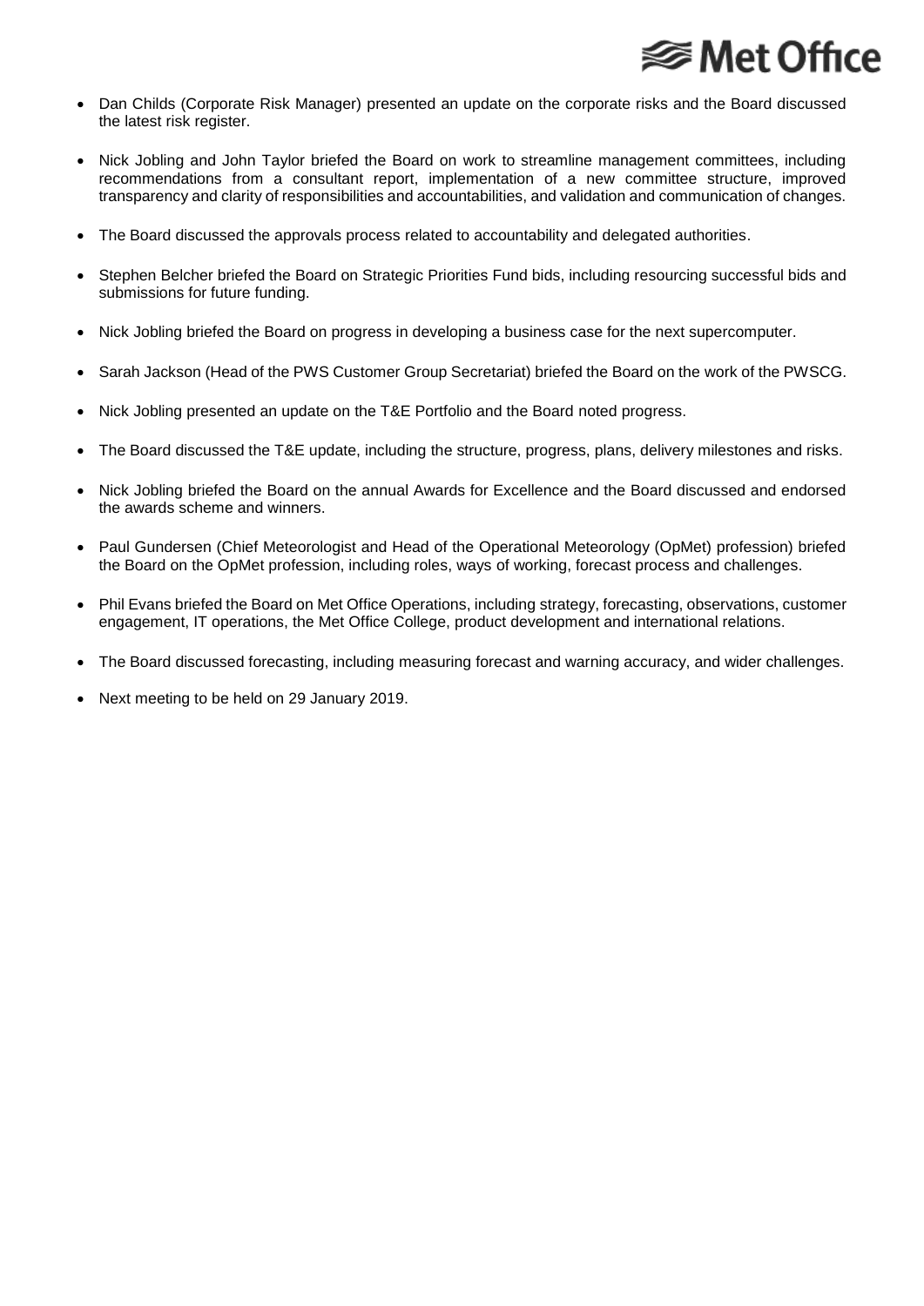- Dan Childs (Corporate Risk Manager) presented an update on the corporate risks and the Board discussed the latest risk register.
- Nick Jobling and John Taylor briefed the Board on work to streamline management committees, including recommendations from a consultant report, implementation of a new committee structure, improved transparency and clarity of responsibilities and accountabilities, and validation and communication of changes.
- The Board discussed the approvals process related to accountability and delegated authorities.
- Stephen Belcher briefed the Board on Strategic Priorities Fund bids, including resourcing successful bids and submissions for future funding.
- Nick Jobling briefed the Board on progress in developing a business case for the next supercomputer.
- Sarah Jackson (Head of the PWS Customer Group Secretariat) briefed the Board on the work of the PWSCG.
- Nick Jobling presented an update on the T&E Portfolio and the Board noted progress.
- The Board discussed the T&E update, including the structure, progress, plans, delivery milestones and risks.
- Nick Jobling briefed the Board on the annual Awards for Excellence and the Board discussed and endorsed the awards scheme and winners.
- Paul Gundersen (Chief Meteorologist and Head of the Operational Meteorology (OpMet) profession) briefed the Board on the OpMet profession, including roles, ways of working, forecast process and challenges.
- Phil Evans briefed the Board on Met Office Operations, including strategy, forecasting, observations, customer engagement, IT operations, the Met Office College, product development and international relations.
- The Board discussed forecasting, including measuring forecast and warning accuracy, and wider challenges.
- Next meeting to be held on 29 January 2019.